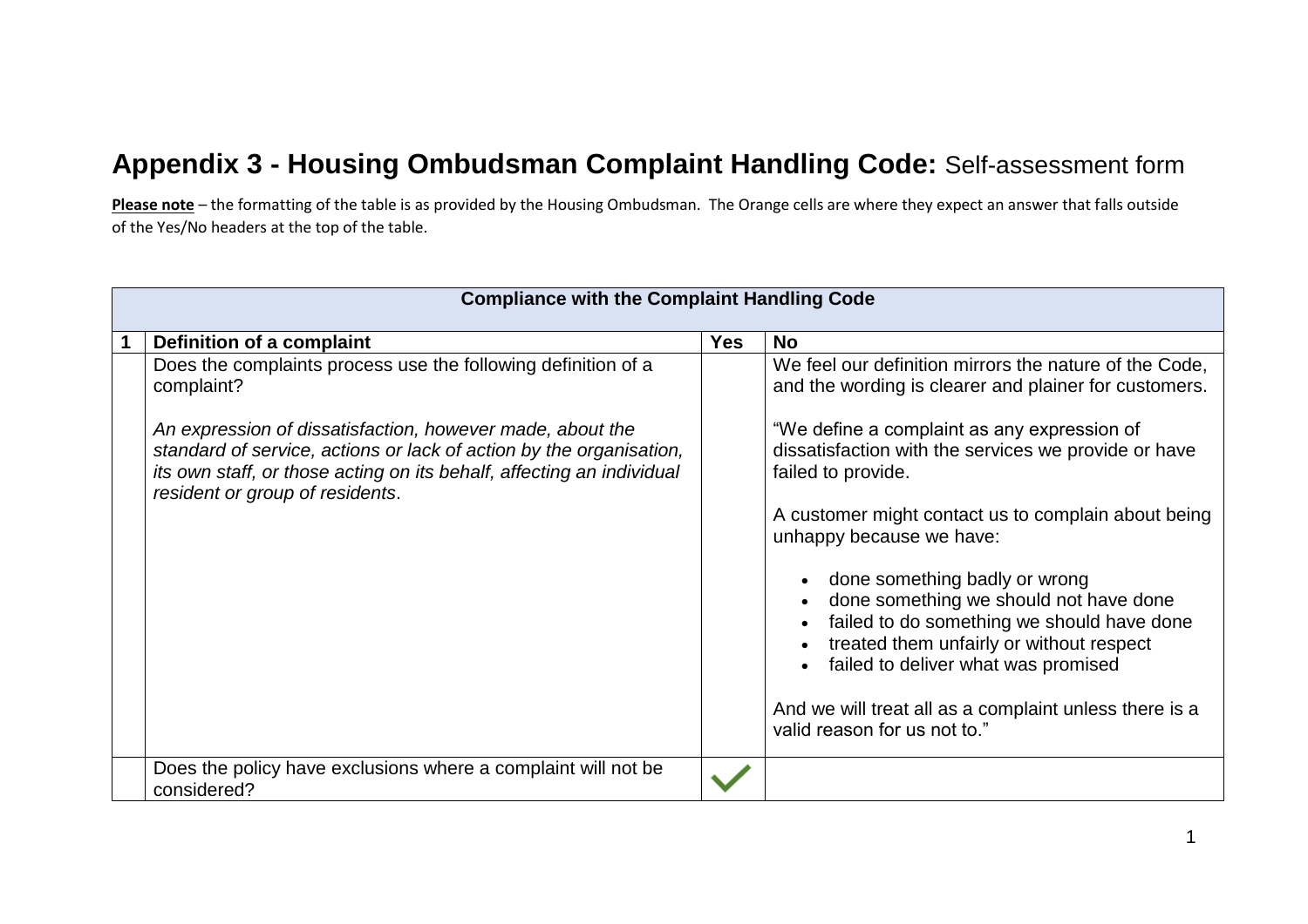# **Appendix 3 - Housing Ombudsman Complaint Handling Code:** Self-assessment form

**Please note** – the formatting of the table is as provided by the Housing Ombudsman. The Orange cells are where they expect an answer that falls outside of the Yes/No headers at the top of the table.

| **Compliance with the Complaint Handling Code** | | | |
|---|---|---|---|
| **1** | **Definition of a complaint** | **Yes** | **No** |
| | Does the complaints process use the following definition of a complaint?<br><br>*An expression of dissatisfaction, however made, about the standard of service, actions or lack of action by the organisation, its own staff, or those acting on its behalf, affecting an individual resident or group of residents*. | | We feel our definition mirrors the nature of the Code, and the wording is clearer and plainer for customers.<br><br>"We define a complaint as any expression of dissatisfaction with the services we provide or have failed to provide.<br><br>A customer might contact us to complain about being unhappy because we have:<br><br>• done something badly or wrong<br>• done something we should not have done<br>• failed to do something we should have done<br>• treated them unfairly or without respect<br>• failed to deliver what was promised<br><br>And we will treat all as a complaint unless there is a valid reason for us not to." |
| | Does the policy have exclusions where a complaint will not be considered? | ✓ | |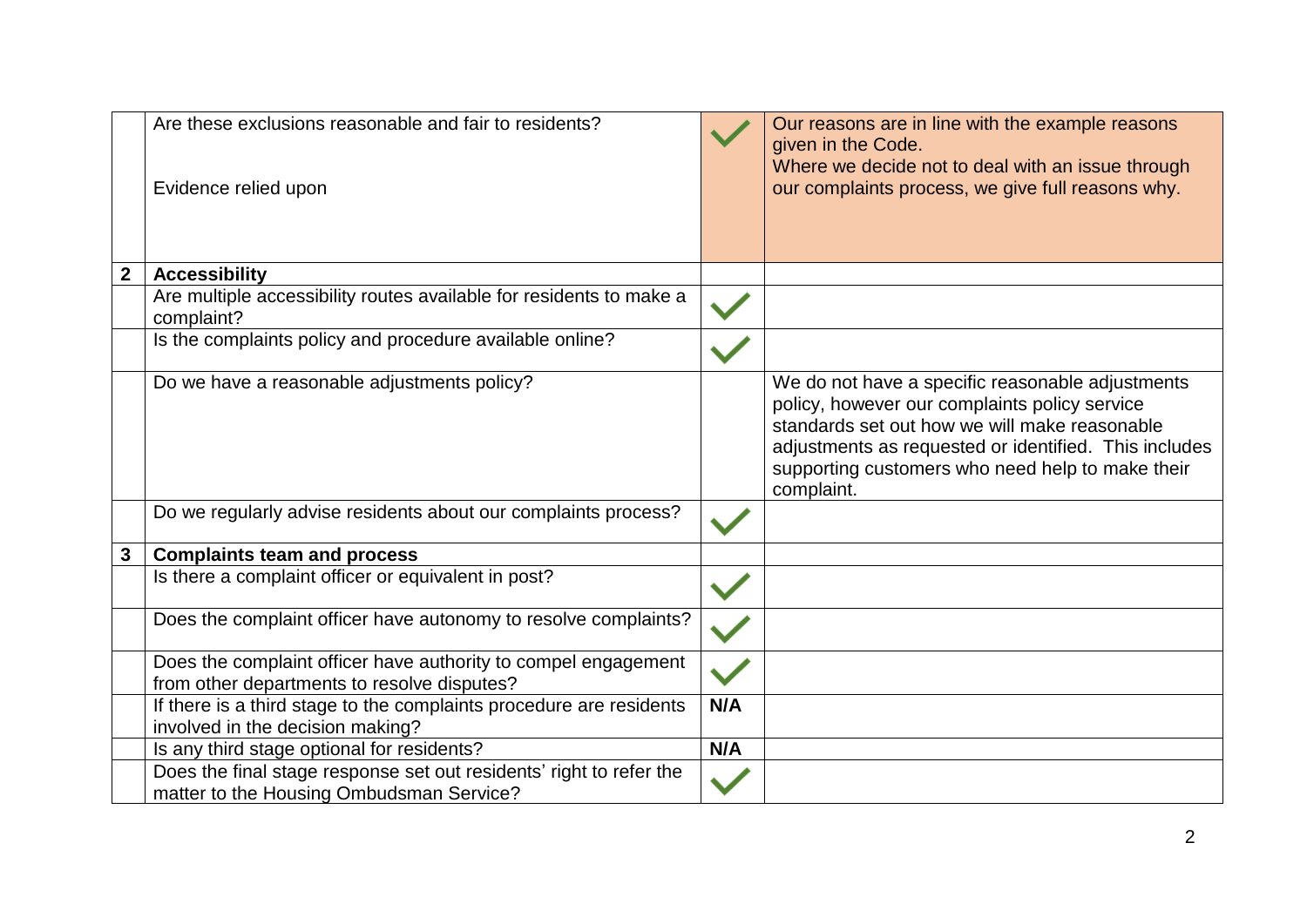| | | | |
|---|---|---|---|
| | Are these exclusions reasonable and fair to residents?<br><br>Evidence relied upon | ✓ | Our reasons are in line with the example reasons given in the Code.<br>Where we decide not to deal with an issue through our complaints process, we give full reasons why. |
| **2** | **Accessibility** | | |
| | Are multiple accessibility routes available for residents to make a complaint? | ✓ | |
| | Is the complaints policy and procedure available online? | ✓ | |
| | Do we have a reasonable adjustments policy? | | We do not have a specific reasonable adjustments policy, however our complaints policy service standards set out how we will make reasonable adjustments as requested or identified. This includes supporting customers who need help to make their complaint. |
| | Do we regularly advise residents about our complaints process? | ✓ | |
| **3** | **Complaints team and process** | | |
| | Is there a complaint officer or equivalent in post? | ✓ | |
| | Does the complaint officer have autonomy to resolve complaints? | ✓ | |
| | Does the complaint officer have authority to compel engagement from other departments to resolve disputes? | ✓ | |
| | If there is a third stage to the complaints procedure are residents involved in the decision making? | **N/A** | |
| | Is any third stage optional for residents? | **N/A** | |
| | Does the final stage response set out residents' right to refer the matter to the Housing Ombudsman Service? | ✓ | |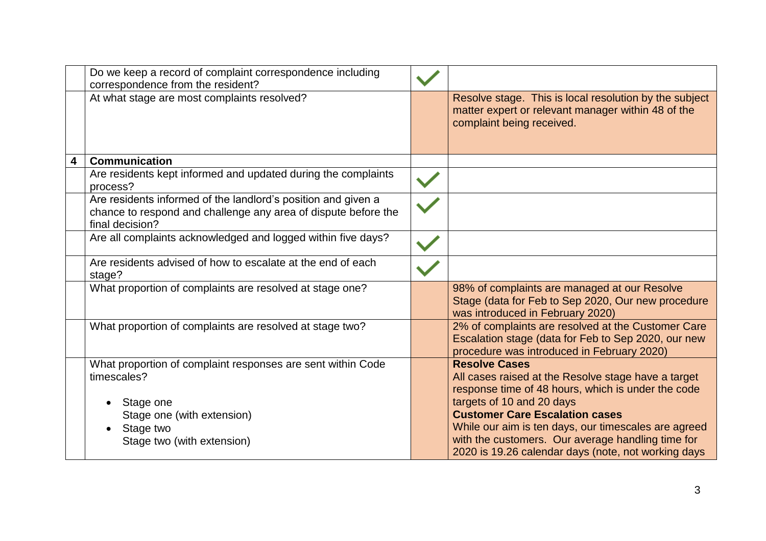| | | | |
|---|---|---|---|
| | Do we keep a record of complaint correspondence including correspondence from the resident? | ✓ | |
| | At what stage are most complaints resolved? | | Resolve stage. This is local resolution by the subject matter expert or relevant manager within 48 of the complaint being received. |
| **4** | **Communication** | | |
| | Are residents kept informed and updated during the complaints process? | ✓ | |
| | Are residents informed of the landlord's position and given a chance to respond and challenge any area of dispute before the final decision? | ✓ | |
| | Are all complaints acknowledged and logged within five days? | ✓ | |
| | Are residents advised of how to escalate at the end of each stage? | ✓ | |
| | What proportion of complaints are resolved at stage one? | | 98% of complaints are managed at our Resolve Stage (data for Feb to Sep 2020, Our new procedure was introduced in February 2020) |
| | What proportion of complaints are resolved at stage two? | | 2% of complaints are resolved at the Customer Care Escalation stage (data for Feb to Sep 2020, our new procedure was introduced in February 2020) |
| | What proportion of complaint responses are sent within Code timescales?<br><br>• Stage one<br>Stage one (with extension)<br>• Stage two<br>Stage two (with extension) | | **Resolve Cases**<br>All cases raised at the Resolve stage have a target response time of 48 hours, which is under the code targets of 10 and 20 days<br>**Customer Care Escalation cases**<br>While our aim is ten days, our timescales are agreed with the customers. Our average handling time for 2020 is 19.26 calendar days (note, not working days |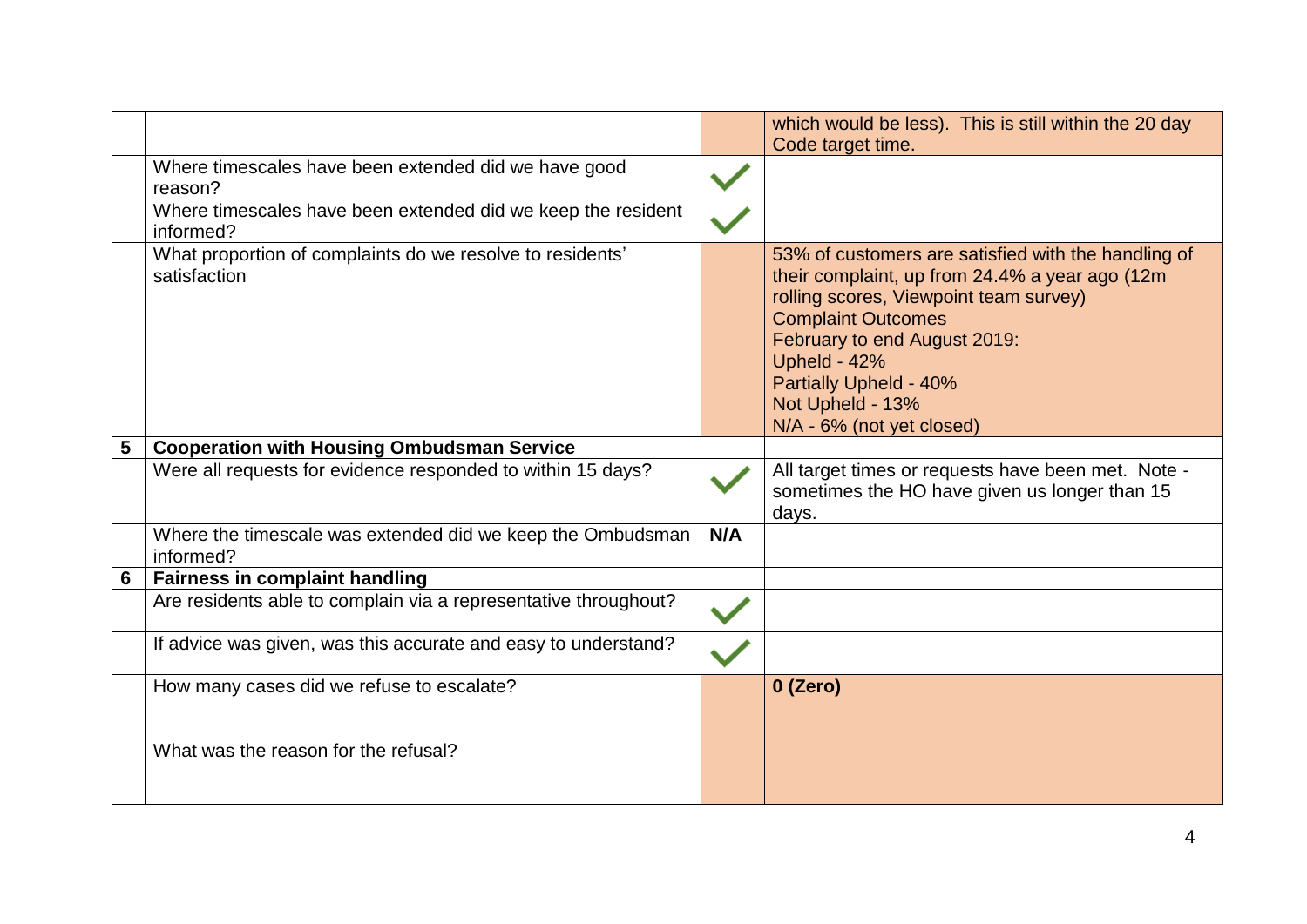| | | | |
|---|---|---|---|
| | | | which would be less). This is still within the 20 day Code target time. |
| | Where timescales have been extended did we have good reason? | ✓ | |
| | Where timescales have been extended did we keep the resident informed? | ✓ | |
| | What proportion of complaints do we resolve to residents' satisfaction | | 53% of customers are satisfied with the handling of their complaint, up from 24.4% a year ago (12m rolling scores, Viewpoint team survey)<br>Complaint Outcomes<br>February to end August 2019:<br>Upheld - 42%<br>Partially Upheld - 40%<br>Not Upheld - 13%<br>N/A - 6% (not yet closed) |
| **5** | **Cooperation with Housing Ombudsman Service** | | |
| | Were all requests for evidence responded to within 15 days? | ✓ | All target times or requests have been met. Note - sometimes the HO have given us longer than 15 days. |
| | Where the timescale was extended did we keep the Ombudsman informed? | **N/A** | |
| **6** | **Fairness in complaint handling** | | |
| | Are residents able to complain via a representative throughout? | ✓ | |
| | If advice was given, was this accurate and easy to understand? | ✓ | |
| | How many cases did we refuse to escalate?<br><br>What was the reason for the refusal? | | **0 (Zero)** |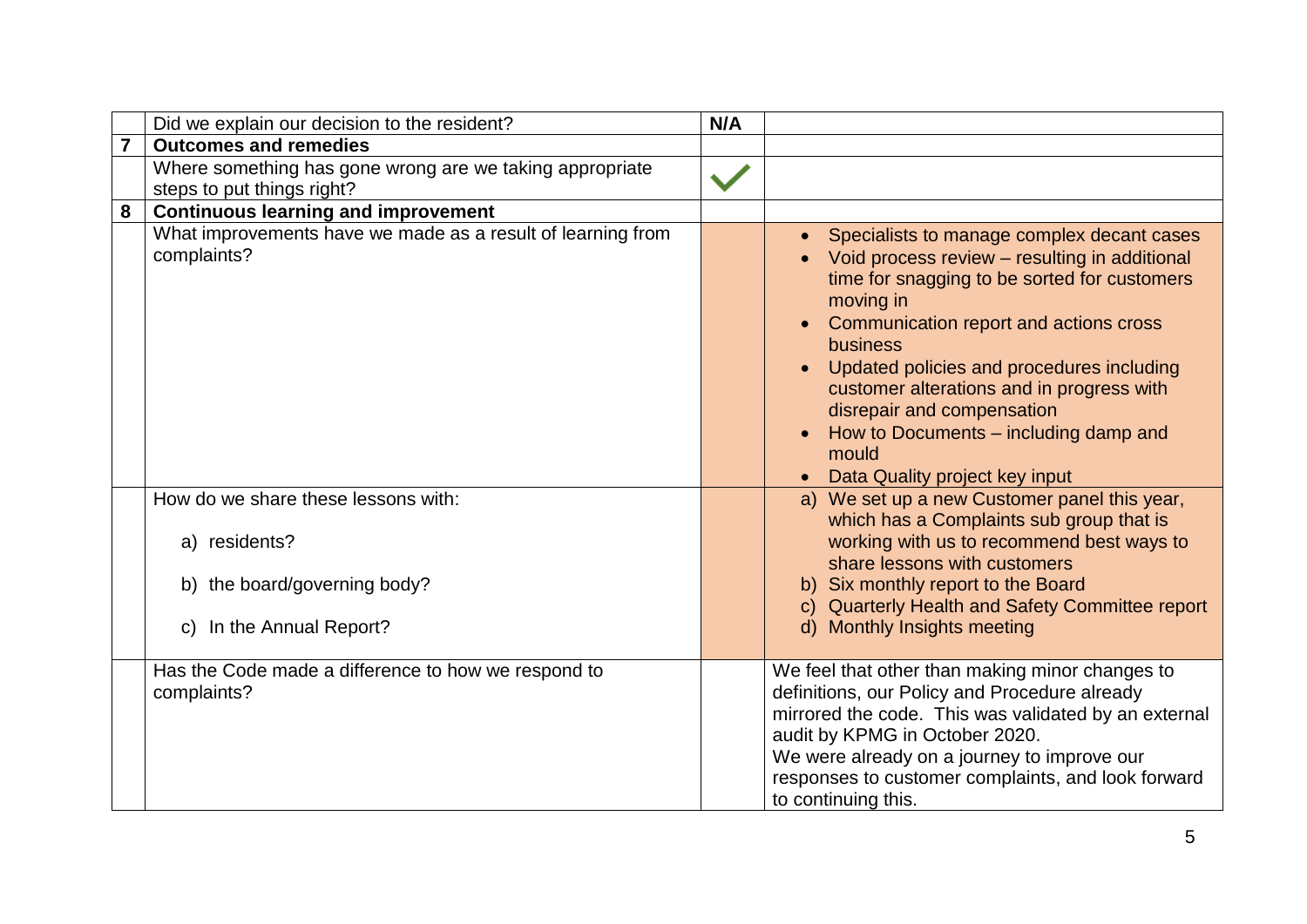| | | | |
|---|---|---|---|
| | Did we explain our decision to the resident? | **N/A** | |
| **7** | **Outcomes and remedies** | | |
| | Where something has gone wrong are we taking appropriate steps to put things right? | ✓ | |
| **8** | **Continuous learning and improvement** | | |
| | What improvements have we made as a result of learning from complaints? | | • Specialists to manage complex decant cases<br>• Void process review – resulting in additional time for snagging to be sorted for customers moving in<br>• Communication report and actions cross business<br>• Updated policies and procedures including customer alterations and in progress with disrepair and compensation<br>• How to Documents – including damp and mould<br>• Data Quality project key input |
| | How do we share these lessons with:<br><br>a) residents?<br><br>b) the board/governing body?<br><br>c) In the Annual Report? | | a) We set up a new Customer panel this year, which has a Complaints sub group that is working with us to recommend best ways to share lessons with customers<br>b) Six monthly report to the Board<br>c) Quarterly Health and Safety Committee report<br>d) Monthly Insights meeting |
| | Has the Code made a difference to how we respond to complaints? | | We feel that other than making minor changes to definitions, our Policy and Procedure already mirrored the code. This was validated by an external audit by KPMG in October 2020.<br>We were already on a journey to improve our responses to customer complaints, and look forward to continuing this. |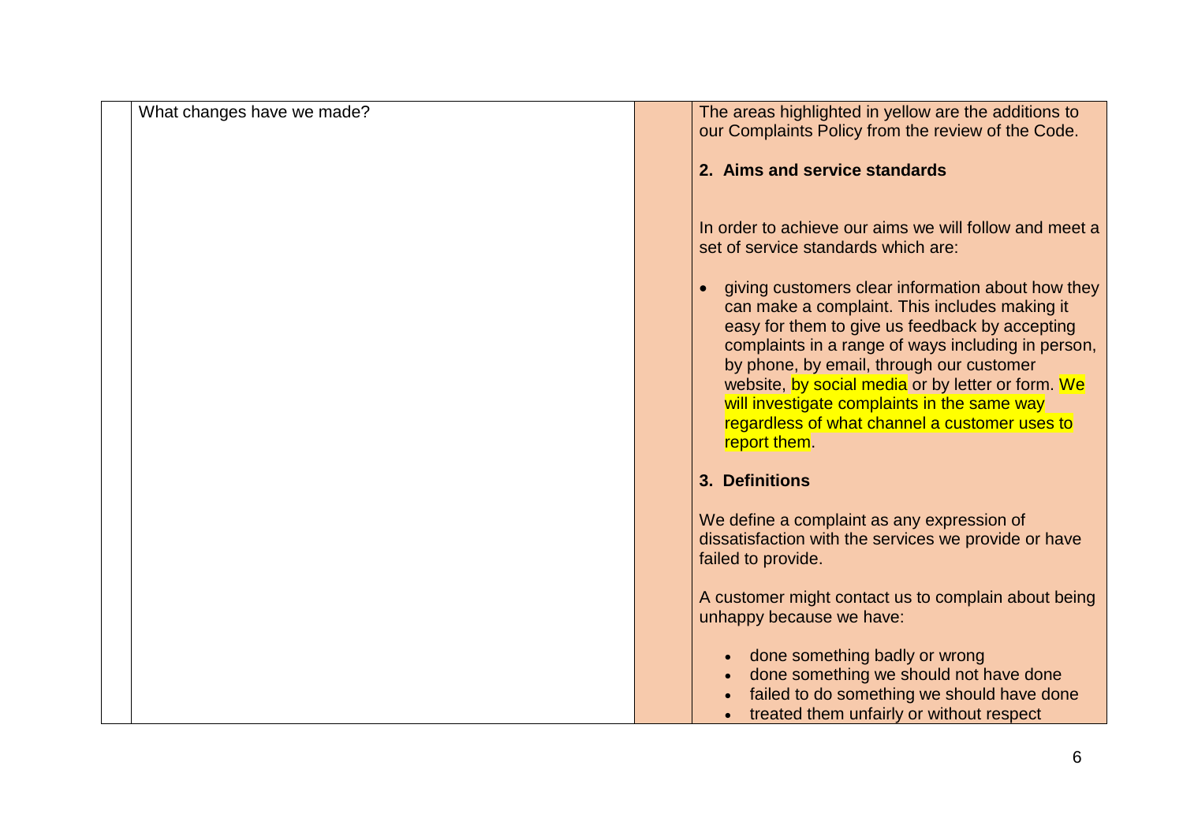| | What changes have we made? | | The areas highlighted in yellow are the additions to our Complaints Policy from the review of the Code.<br><br>**2. Aims and service standards**<br><br>In order to achieve our aims we will follow and meet a set of service standards which are:<br><br>• giving customers clear information about how they can make a complaint. This includes making it easy for them to give us feedback by accepting complaints in a range of ways including in person, by phone, by email, through our customer website, by social media or by letter or form. We will investigate complaints in the same way regardless of what channel a customer uses to report them.<br><br>**3. Definitions**<br><br>We define a complaint as any expression of dissatisfaction with the services we provide or have failed to provide.<br><br>A customer might contact us to complain about being unhappy because we have:<br><br>• done something badly or wrong<br>• done something we should not have done<br>• failed to do something we should have done<br>• treated them unfairly or without respect |
|---|---|---|---|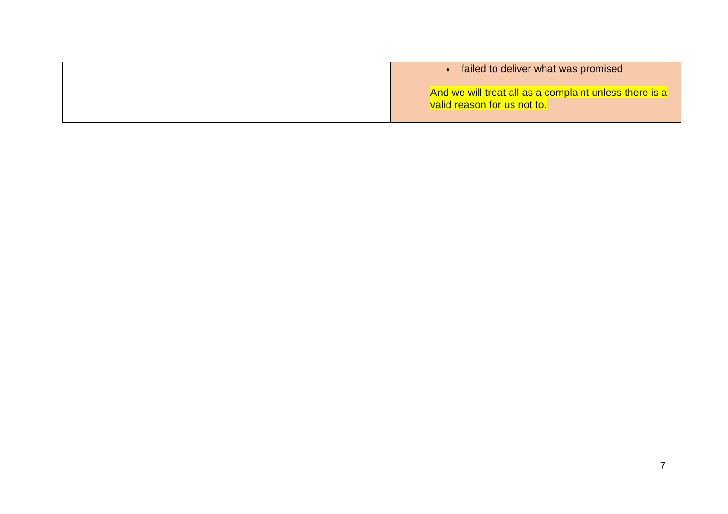| | | | |
|---|---|---|---|
| | | | • failed to deliver what was promised<br><br>And we will treat all as a complaint unless there is a valid reason for us not to. |